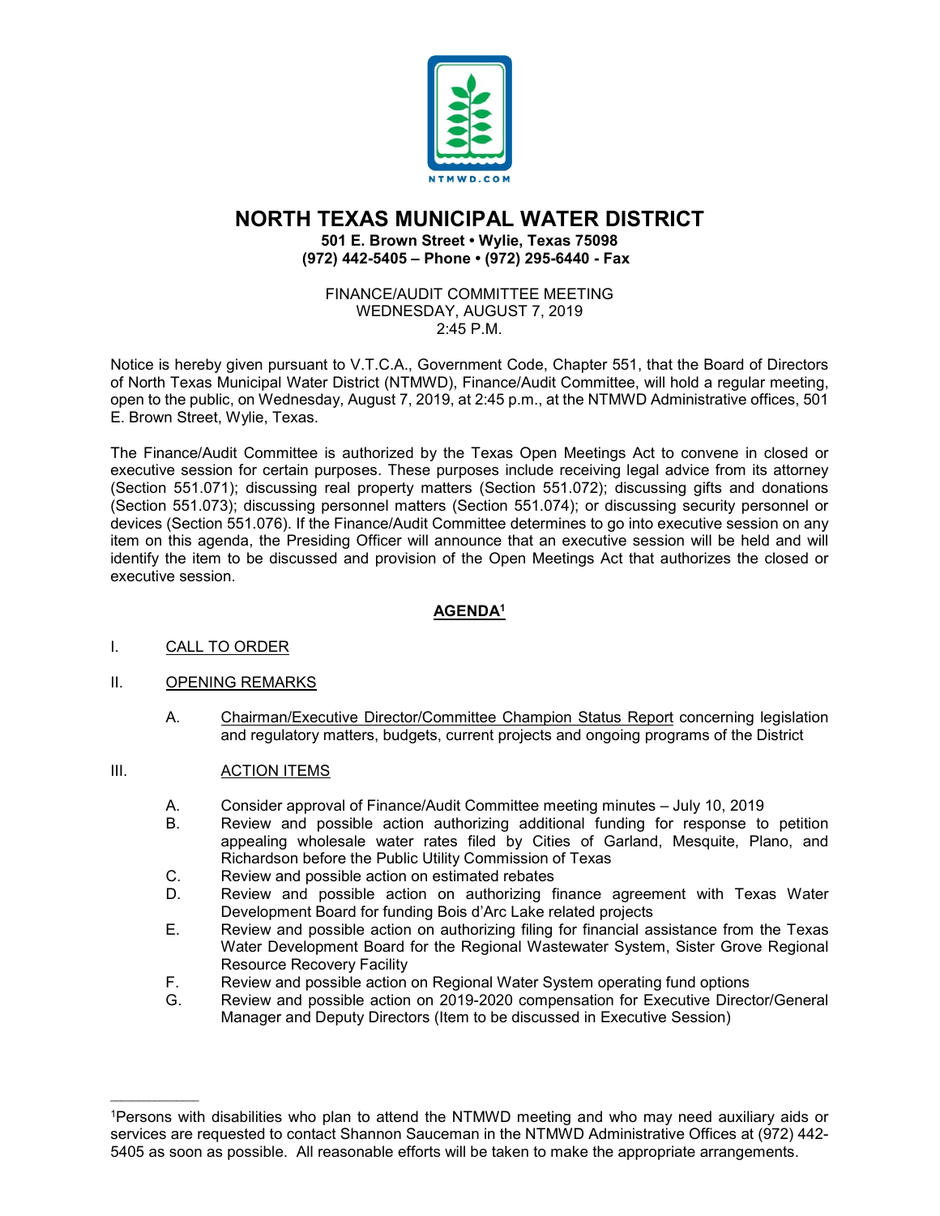NTMWD.COM

# NORTH TEXAS MUNICIPAL WATER DISTRICT

**501 E. Brown Street • Wylie, Texas 75098**
**(972) 442-5405 – Phone • (972) 295-6440 - Fax**

FINANCE/AUDIT COMMITTEE MEETING
WEDNESDAY, AUGUST 7, 2019
2:45 P.M.

Notice is hereby given pursuant to V.T.C.A., Government Code, Chapter 551, that the Board of Directors of North Texas Municipal Water District (NTMWD), Finance/Audit Committee, will hold a regular meeting, open to the public, on Wednesday, August 7, 2019, at 2:45 p.m., at the NTMWD Administrative offices, 501 E. Brown Street, Wylie, Texas.

The Finance/Audit Committee is authorized by the Texas Open Meetings Act to convene in closed or executive session for certain purposes. These purposes include receiving legal advice from its attorney (Section 551.071); discussing real property matters (Section 551.072); discussing gifts and donations (Section 551.073); discussing personnel matters (Section 551.074); or discussing security personnel or devices (Section 551.076). If the Finance/Audit Committee determines to go into executive session on any item on this agenda, the Presiding Officer will announce that an executive session will be held and will identify the item to be discussed and provision of the Open Meetings Act that authorizes the closed or executive session.

## AGENDA[1]

I. CALL TO ORDER

II. OPENING REMARKS

- A. Chairman/Executive Director/Committee Champion Status Report concerning legislation and regulatory matters, budgets, current projects and ongoing programs of the District

III. ACTION ITEMS

- A. Consider approval of Finance/Audit Committee meeting minutes – July 10, 2019
- B. Review and possible action authorizing additional funding for response to petition appealing wholesale water rates filed by Cities of Garland, Mesquite, Plano, and Richardson before the Public Utility Commission of Texas
- C. Review and possible action on estimated rebates
- D. Review and possible action on authorizing finance agreement with Texas Water Development Board for funding Bois d'Arc Lake related projects
- E. Review and possible action on authorizing filing for financial assistance from the Texas Water Development Board for the Regional Wastewater System, Sister Grove Regional Resource Recovery Facility
- F. Review and possible action on Regional Water System operating fund options
- G. Review and possible action on 2019-2020 compensation for Executive Director/General Manager and Deputy Directors (Item to be discussed in Executive Session)

---

[1]Persons with disabilities who plan to attend the NTMWD meeting and who may need auxiliary aids or services are requested to contact Shannon Sauceman in the NTMWD Administrative Offices at (972) 442-5405 as soon as possible. All reasonable efforts will be taken to make the appropriate arrangements.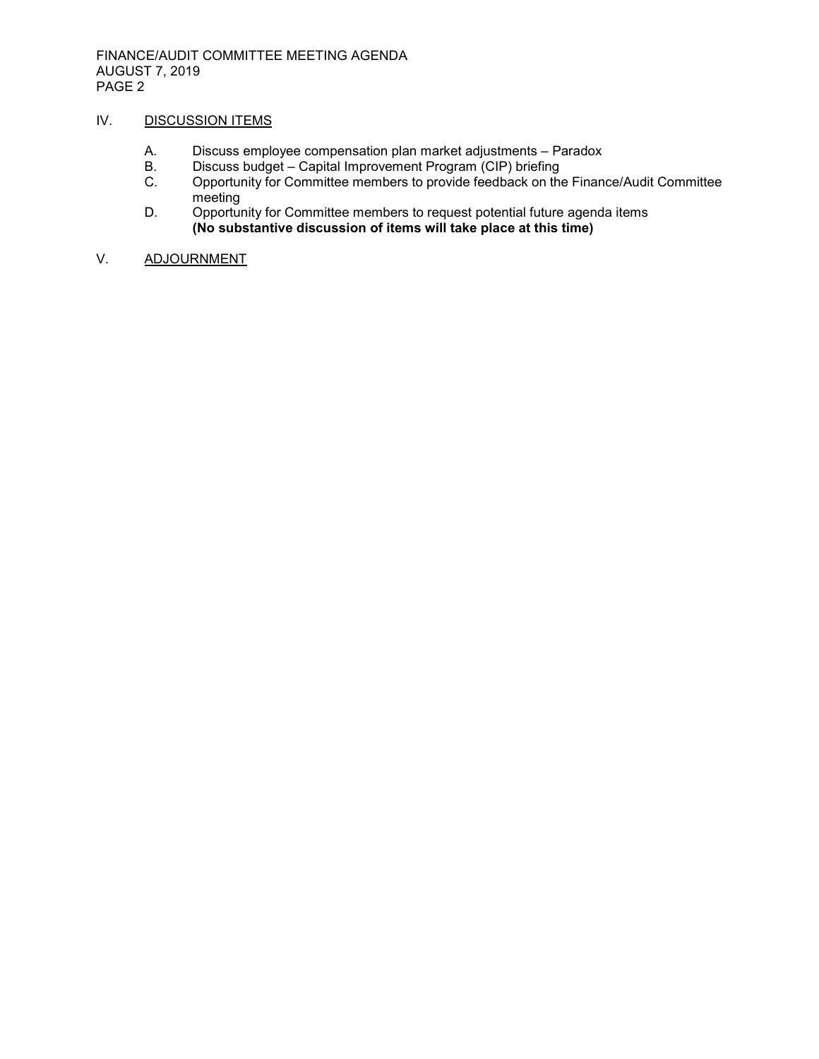## IV. DISCUSSION ITEMS

A. Discuss employee compensation plan market adjustments – Paradox

B. Discuss budget – Capital Improvement Program (CIP) briefing

C. Opportunity for Committee members to provide feedback on the Finance/Audit Committee meeting

D. Opportunity for Committee members to request potential future agenda items **(No substantive discussion of items will take place at this time)**

## V. ADJOURNMENT